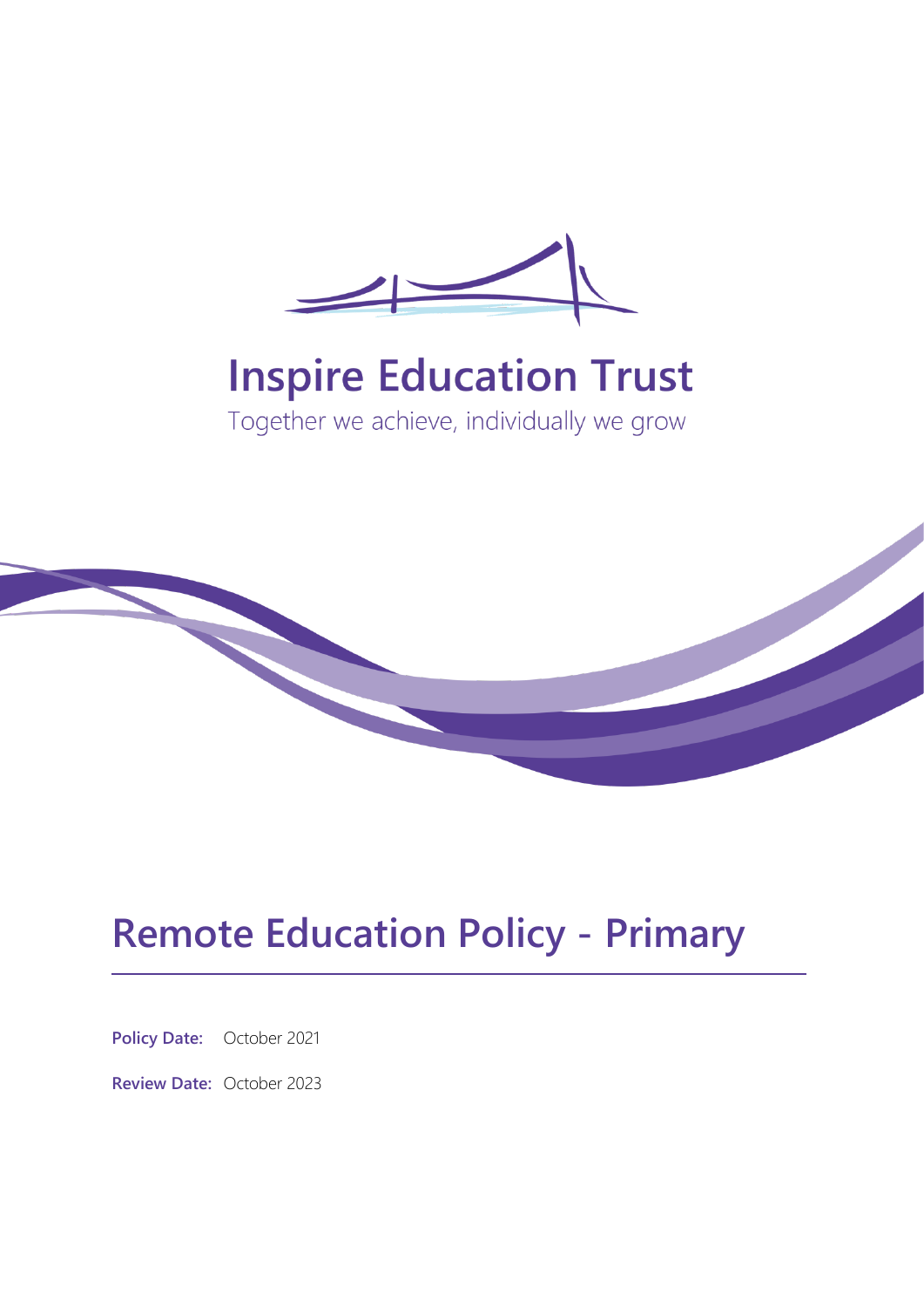# Inspire Education Trust

Together we achieve, individually we grow

# Remote Education Policy - Primary

**Policy Date:** October 2021

**Review Date:** October 2023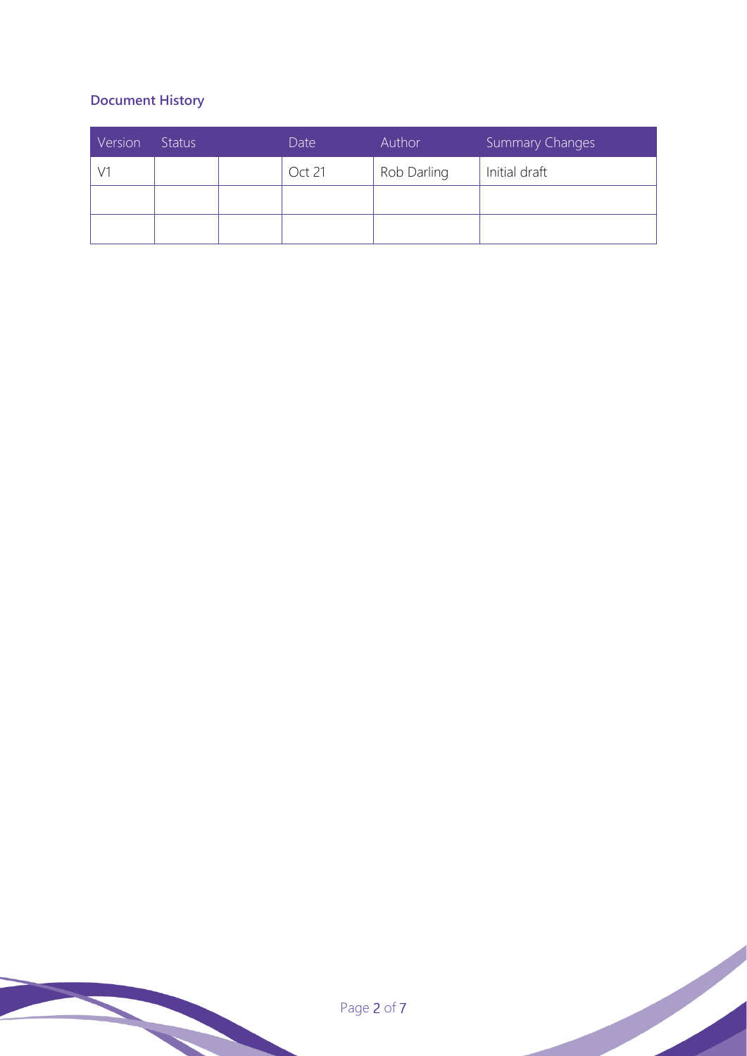### Document History

| Version | Status | | Date | Author | Summary Changes |
|---|---|---|---|---|---|
| V1 | | | Oct 21 | Rob Darling | Initial draft |
| | | | | | |
| | | | | | |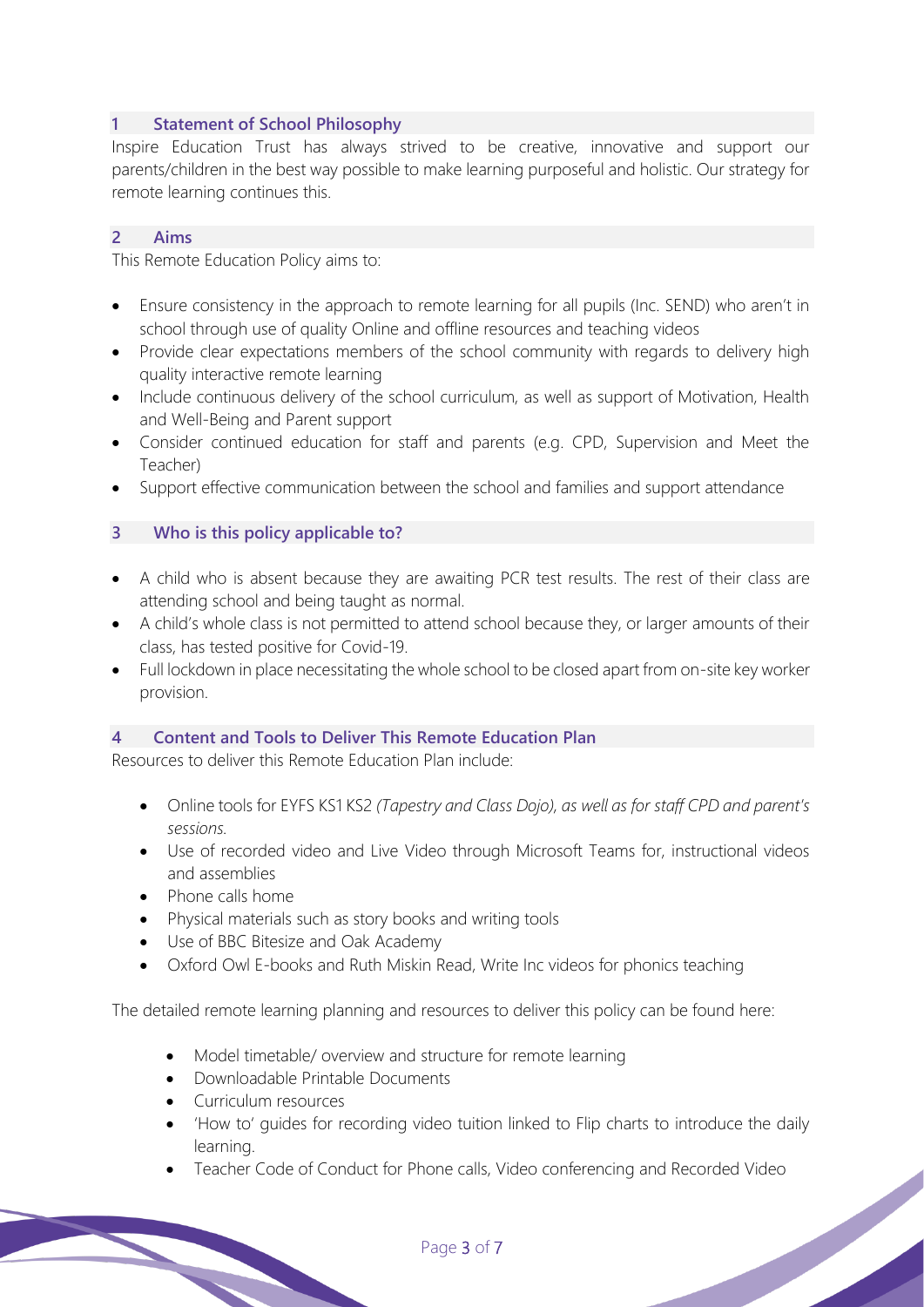## 1 Statement of School Philosophy

Inspire Education Trust has always strived to be creative, innovative and support our parents/children in the best way possible to make learning purposeful and holistic. Our strategy for remote learning continues this.

## 2 Aims

This Remote Education Policy aims to:

- Ensure consistency in the approach to remote learning for all pupils (Inc. SEND) who aren't in school through use of quality Online and offline resources and teaching videos
- Provide clear expectations members of the school community with regards to delivery high quality interactive remote learning
- Include continuous delivery of the school curriculum, as well as support of Motivation, Health and Well-Being and Parent support
- Consider continued education for staff and parents (e.g. CPD, Supervision and Meet the Teacher)
- Support effective communication between the school and families and support attendance

## 3 Who is this policy applicable to?

- A child who is absent because they are awaiting PCR test results. The rest of their class are attending school and being taught as normal.
- A child's whole class is not permitted to attend school because they, or larger amounts of their class, has tested positive for Covid-19.
- Full lockdown in place necessitating the whole school to be closed apart from on-site key worker provision.

## 4 Content and Tools to Deliver This Remote Education Plan

Resources to deliver this Remote Education Plan include:

- Online tools for EYFS KS1 KS2 *(Tapestry and Class Dojo), as well as for staff CPD and parent's sessions.*
- Use of recorded video and Live Video through Microsoft Teams for, instructional videos and assemblies
- Phone calls home
- Physical materials such as story books and writing tools
- Use of BBC Bitesize and Oak Academy
- Oxford Owl E-books and Ruth Miskin Read, Write Inc videos for phonics teaching

The detailed remote learning planning and resources to deliver this policy can be found here:

- Model timetable/ overview and structure for remote learning
- Downloadable Printable Documents
- Curriculum resources
- 'How to' guides for recording video tuition linked to Flip charts to introduce the daily learning.
- Teacher Code of Conduct for Phone calls, Video conferencing and Recorded Video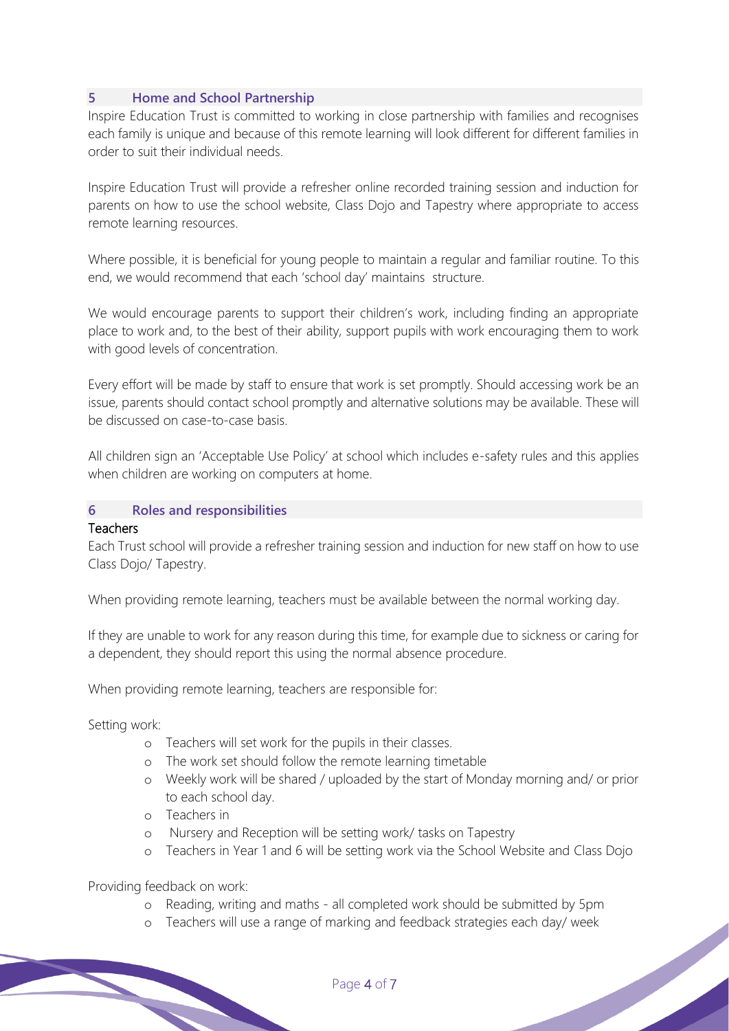## 5 Home and School Partnership

Inspire Education Trust is committed to working in close partnership with families and recognises each family is unique and because of this remote learning will look different for different families in order to suit their individual needs.

Inspire Education Trust will provide a refresher online recorded training session and induction for parents on how to use the school website, Class Dojo and Tapestry where appropriate to access remote learning resources.

Where possible, it is beneficial for young people to maintain a regular and familiar routine. To this end, we would recommend that each 'school day' maintains structure.

We would encourage parents to support their children's work, including finding an appropriate place to work and, to the best of their ability, support pupils with work encouraging them to work with good levels of concentration.

Every effort will be made by staff to ensure that work is set promptly. Should accessing work be an issue, parents should contact school promptly and alternative solutions may be available. These will be discussed on case-to-case basis.

All children sign an 'Acceptable Use Policy' at school which includes e-safety rules and this applies when children are working on computers at home.

## 6 Roles and responsibilities

### Teachers

Each Trust school will provide a refresher training session and induction for new staff on how to use Class Dojo/ Tapestry.

When providing remote learning, teachers must be available between the normal working day.

If they are unable to work for any reason during this time, for example due to sickness or caring for a dependent, they should report this using the normal absence procedure.

When providing remote learning, teachers are responsible for:

Setting work:

- Teachers will set work for the pupils in their classes.
- The work set should follow the remote learning timetable
- Weekly work will be shared / uploaded by the start of Monday morning and/ or prior to each school day.
- Teachers in
- Nursery and Reception will be setting work/ tasks on Tapestry
- Teachers in Year 1 and 6 will be setting work via the School Website and Class Dojo

Providing feedback on work:

- Reading, writing and maths - all completed work should be submitted by 5pm
- Teachers will use a range of marking and feedback strategies each day/ week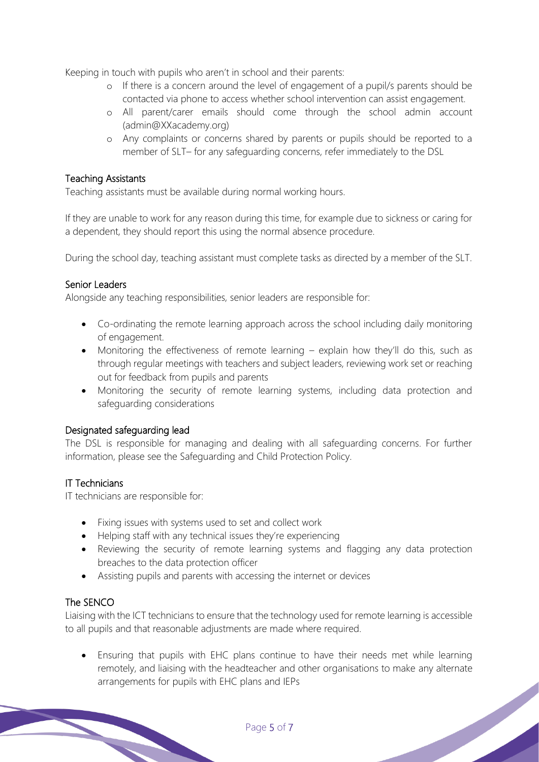Keeping in touch with pupils who aren't in school and their parents:

- If there is a concern around the level of engagement of a pupil/s parents should be contacted via phone to access whether school intervention can assist engagement.
- All parent/carer emails should come through the school admin account (admin@XXacademy.org)
- Any complaints or concerns shared by parents or pupils should be reported to a member of SLT– for any safeguarding concerns, refer immediately to the DSL

### Teaching Assistants

Teaching assistants must be available during normal working hours.

If they are unable to work for any reason during this time, for example due to sickness or caring for a dependent, they should report this using the normal absence procedure.

During the school day, teaching assistant must complete tasks as directed by a member of the SLT.

### Senior Leaders

Alongside any teaching responsibilities, senior leaders are responsible for:

- Co-ordinating the remote learning approach across the school including daily monitoring of engagement.
- Monitoring the effectiveness of remote learning – explain how they'll do this, such as through regular meetings with teachers and subject leaders, reviewing work set or reaching out for feedback from pupils and parents
- Monitoring the security of remote learning systems, including data protection and safeguarding considerations

### Designated safeguarding lead

The DSL is responsible for managing and dealing with all safeguarding concerns. For further information, please see the Safeguarding and Child Protection Policy.

### IT Technicians

IT technicians are responsible for:

- Fixing issues with systems used to set and collect work
- Helping staff with any technical issues they're experiencing
- Reviewing the security of remote learning systems and flagging any data protection breaches to the data protection officer
- Assisting pupils and parents with accessing the internet or devices

### The SENCO

Liaising with the ICT technicians to ensure that the technology used for remote learning is accessible to all pupils and that reasonable adjustments are made where required.

- Ensuring that pupils with EHC plans continue to have their needs met while learning remotely, and liaising with the headteacher and other organisations to make any alternate arrangements for pupils with EHC plans and IEPs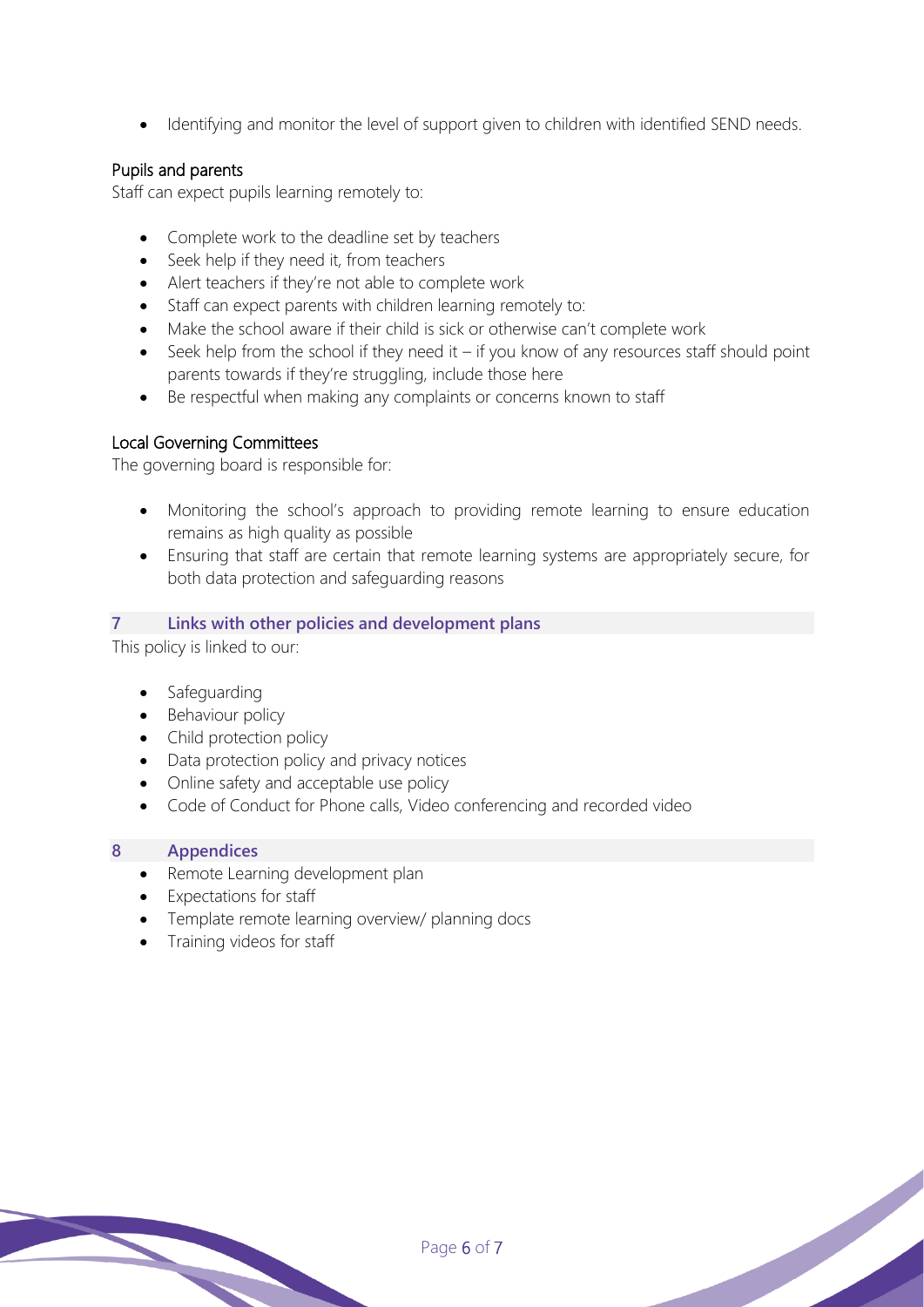- Identifying and monitor the level of support given to children with identified SEND needs.

### Pupils and parents

Staff can expect pupils learning remotely to:

- Complete work to the deadline set by teachers
- Seek help if they need it, from teachers
- Alert teachers if they're not able to complete work
- Staff can expect parents with children learning remotely to:
- Make the school aware if their child is sick or otherwise can't complete work
- Seek help from the school if they need it – if you know of any resources staff should point parents towards if they're struggling, include those here
- Be respectful when making any complaints or concerns known to staff

### Local Governing Committees

The governing board is responsible for:

- Monitoring the school's approach to providing remote learning to ensure education remains as high quality as possible
- Ensuring that staff are certain that remote learning systems are appropriately secure, for both data protection and safeguarding reasons

## 7 Links with other policies and development plans

This policy is linked to our:

- Safeguarding
- Behaviour policy
- Child protection policy
- Data protection policy and privacy notices
- Online safety and acceptable use policy
- Code of Conduct for Phone calls, Video conferencing and recorded video

## 8 Appendices

- Remote Learning development plan
- Expectations for staff
- Template remote learning overview/ planning docs
- Training videos for staff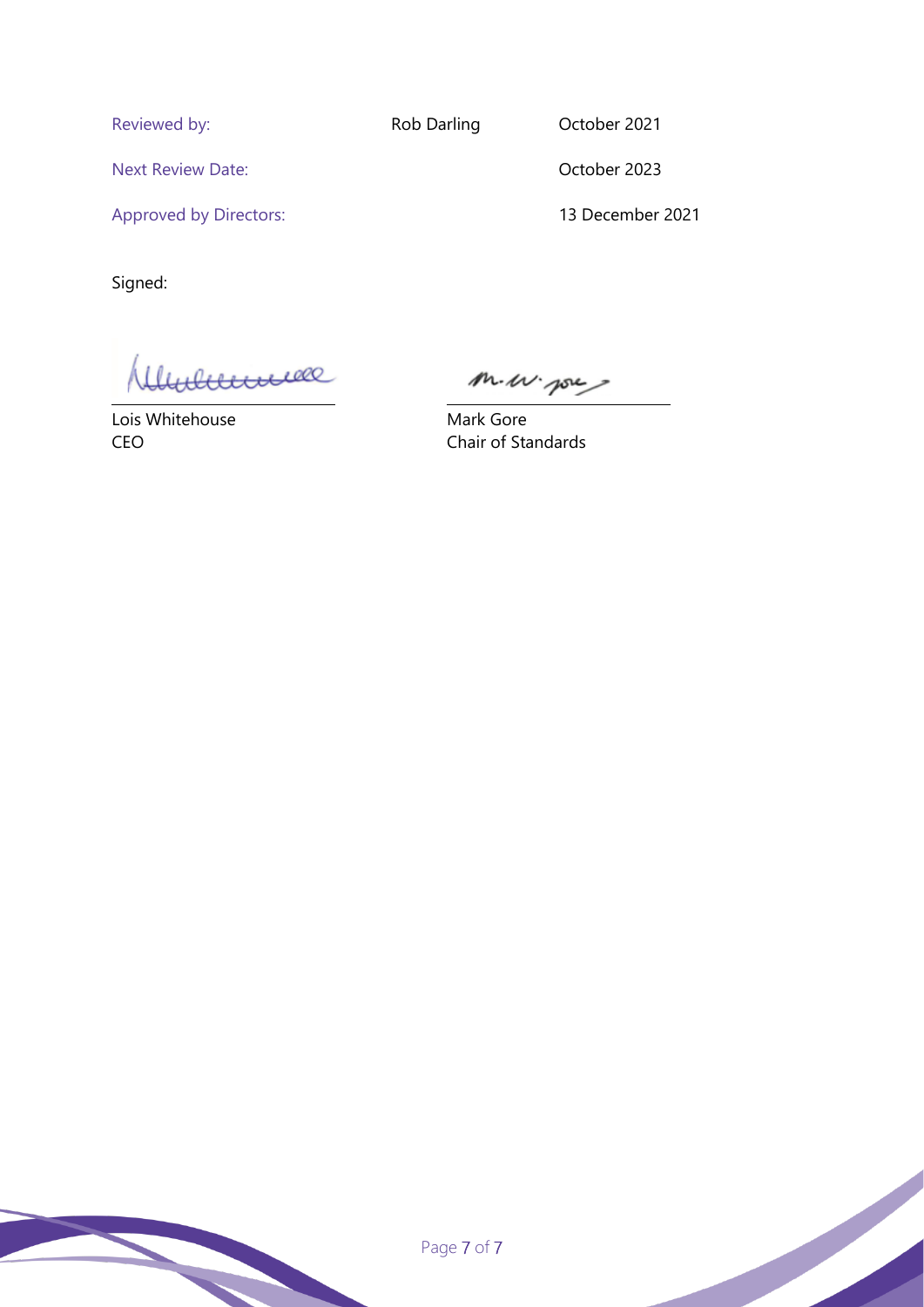| | | |
|---|---|---|
| Reviewed by: | Rob Darling | October 2021 |
| Next Review Date: | | October 2023 |
| Approved by Directors: | | 13 December 2021 |

Signed:

Lois Whitehouse
CEO

Mark Gore
Chair of Standards